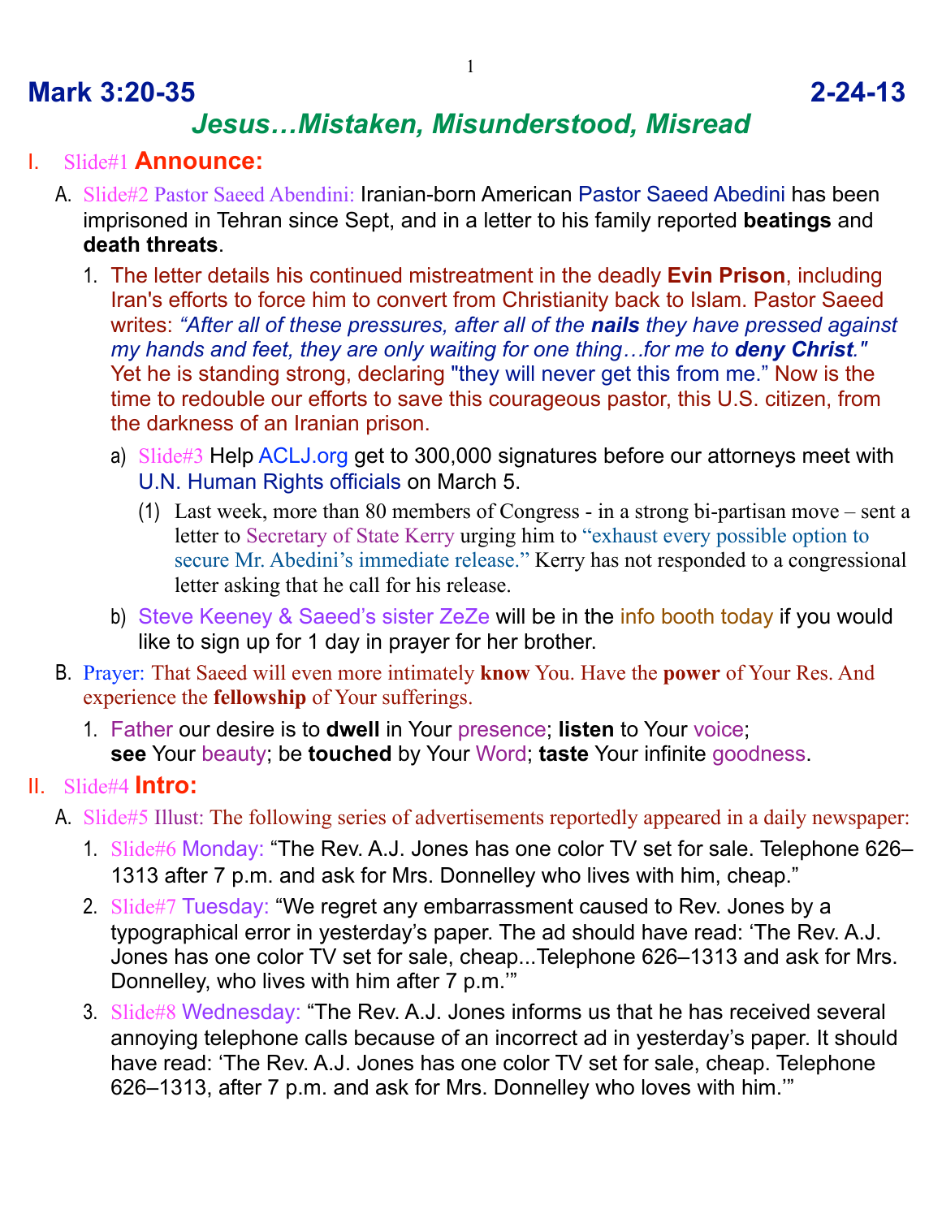# Mark 3:20-35 2-24-13

## *Jesus…Mistaken, Misunderstood, Misread*

I. Slide#1 **Announce:**

A. Slide#2 Pastor Saeed Abendini: Iranian-born American Pastor Saeed Abedini has been imprisoned in Tehran since Sept, and in a letter to his family reported **beatings** and **death threats**.

1. The letter details his continued mistreatment in the deadly **Evin Prison**, including Iran's efforts to force him to convert from Christianity back to Islam. Pastor Saeed writes: *"After all of these pressures, after all of the* ***nails*** *they have pressed against my hands and feet, they are only waiting for one thing…for me to* ***deny Christ****."* Yet he is standing strong, declaring "they will never get this from me." Now is the time to redouble our efforts to save this courageous pastor, this U.S. citizen, from the darkness of an Iranian prison.

   a) Slide#3 Help ACLJ.org get to 300,000 signatures before our attorneys meet with U.N. Human Rights officials on March 5.

      (1) Last week, more than 80 members of Congress - in a strong bi-partisan move – sent a letter to Secretary of State Kerry urging him to "exhaust every possible option to secure Mr. Abedini's immediate release." Kerry has not responded to a congressional letter asking that he call for his release.

   b) Steve Keeney & Saeed's sister ZeZe will be in the info booth today if you would like to sign up for 1 day in prayer for her brother.

B. Prayer: That Saeed will even more intimately **know** You. Have the **power** of Your Res. And experience the **fellowship** of Your sufferings.

1. Father our desire is to **dwell** in Your presence; **listen** to Your voice; **see** Your beauty; be **touched** by Your Word; **taste** Your infinite goodness.

II. Slide#4 **Intro:**

A. Slide#5 Illust: The following series of advertisements reportedly appeared in a daily newspaper:

1. Slide#6 Monday: "The Rev. A.J. Jones has one color TV set for sale. Telephone 626–1313 after 7 p.m. and ask for Mrs. Donnelley who lives with him, cheap."
2. Slide#7 Tuesday: "We regret any embarrassment caused to Rev. Jones by a typographical error in yesterday's paper. The ad should have read: 'The Rev. A.J. Jones has one color TV set for sale, cheap...Telephone 626–1313 and ask for Mrs. Donnelley, who lives with him after 7 p.m.'"
3. Slide#8 Wednesday: "The Rev. A.J. Jones informs us that he has received several annoying telephone calls because of an incorrect ad in yesterday's paper. It should have read: 'The Rev. A.J. Jones has one color TV set for sale, cheap. Telephone 626–1313, after 7 p.m. and ask for Mrs. Donnelley who loves with him.'"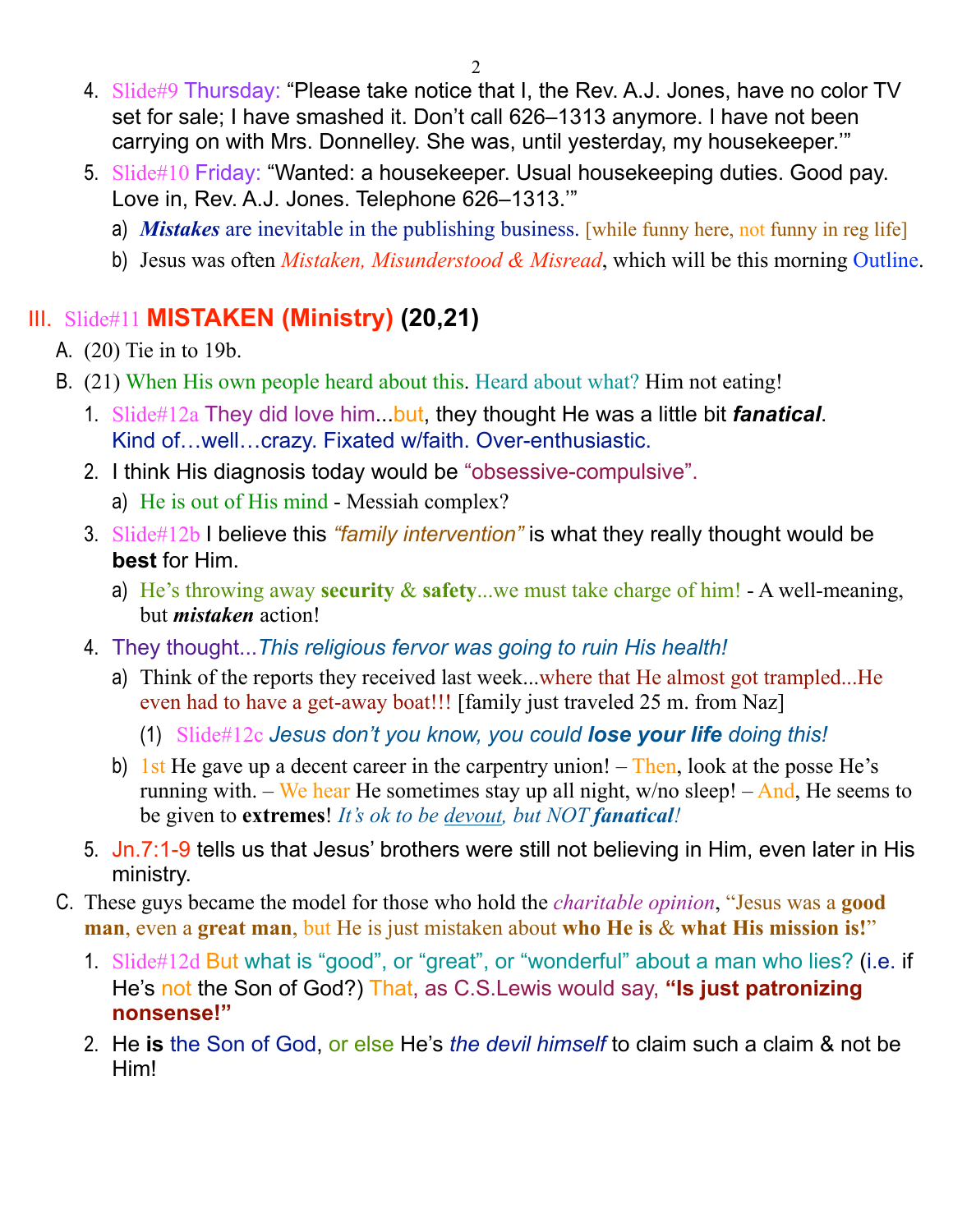4. Slide#9 Thursday: "Please take notice that I, the Rev. A.J. Jones, have no color TV set for sale; I have smashed it. Don't call 626–1313 anymore. I have not been carrying on with Mrs. Donnelley. She was, until yesterday, my housekeeper.'"
5. Slide#10 Friday: "Wanted: a housekeeper. Usual housekeeping duties. Good pay. Love in, Rev. A.J. Jones. Telephone 626–1313.'"
   a) ***Mistakes*** are inevitable in the publishing business. [while funny here, not funny in reg life]
   b) Jesus was often *Mistaken, Misunderstood & Misread*, which will be this morning Outline.

## III. Slide#11 **MISTAKEN (Ministry) (20,21)**

A. (20) Tie in to 19b.

B. (21) When His own people heard about this. Heard about what? Him not eating!

1. Slide#12a They did love him...but, they thought He was a little bit ***fanatical***. Kind of…well…crazy. Fixated w/faith. Over-enthusiastic.
2. I think His diagnosis today would be "obsessive-compulsive".
   a) He is out of His mind - Messiah complex?
3. Slide#12b I believe this *"family intervention"* is what they really thought would be **best** for Him.
   a) He's throwing away **security** & **safety**...we must take charge of him! - A well-meaning, but ***mistaken*** action!
4. They thought...*This religious fervor was going to ruin His health!*
   a) Think of the reports they received last week...where that He almost got trampled...He even had to have a get-away boat!!! [family just traveled 25 m. from Naz]
      (1) Slide#12c *Jesus don't you know, you could* ***lose your life*** *doing this!*
   b) 1st He gave up a decent career in the carpentry union! – Then, look at the posse He's running with. – We hear He sometimes stay up all night, w/no sleep! – And, He seems to be given to **extremes**! *It's ok to be devout, but NOT* ***fanatical****!*
5. Jn.7:1-9 tells us that Jesus' brothers were still not believing in Him, even later in His ministry.

C. These guys became the model for those who hold the *charitable opinion*, "Jesus was a **good man**, even a **great man**, but He is just mistaken about **who He is** & **what His mission is!**"

1. Slide#12d But what is "good", or "great", or "wonderful" about a man who lies? (i.e. if He's not the Son of God?) That, as C.S.Lewis would say, **"Is just patronizing nonsense!"**
2. He **is** the Son of God, or else He's *the devil himself* to claim such a claim & not be Him!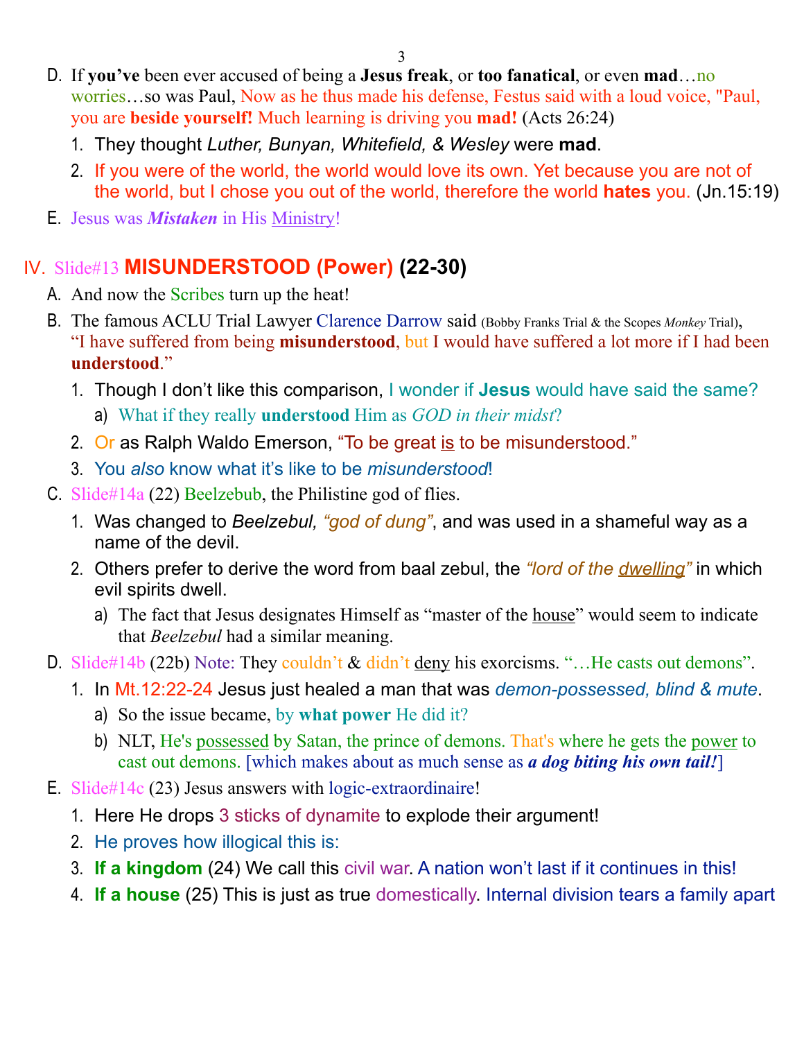D. If **you've** been ever accused of being a **Jesus freak**, or **too fanatical**, or even **mad**…no worries…so was Paul, Now as he thus made his defense, Festus said with a loud voice, "Paul, you are **beside yourself!** Much learning is driving you **mad!** (Acts 26:24)

1. They thought *Luther, Bunyan, Whitefield, & Wesley* were **mad**.
2. If you were of the world, the world would love its own. Yet because you are not of the world, but I chose you out of the world, therefore the world **hates** you. (Jn.15:19)

E. Jesus was ***Mistaken*** in His Ministry!

## IV. Slide#13 **MISUNDERSTOOD (Power) (22-30)**

A. And now the Scribes turn up the heat!

B. The famous ACLU Trial Lawyer Clarence Darrow said (Bobby Franks Trial & the Scopes *Monkey* Trial), "I have suffered from being **misunderstood**, but I would have suffered a lot more if I had been **understood**."

1. Though I don't like this comparison, I wonder if **Jesus** would have said the same?
   a) What if they really **understood** Him as *GOD in their midst*?
2. Or as Ralph Waldo Emerson, "To be great is to be misunderstood."
3. You *also* know what it's like to be *misunderstood*!

C. Slide#14a (22) Beelzebub, the Philistine god of flies.

1. Was changed to *Beelzebul, "god of dung"*, and was used in a shameful way as a name of the devil.
2. Others prefer to derive the word from baal zebul, the *"lord of the dwelling"* in which evil spirits dwell.
   a) The fact that Jesus designates Himself as "master of the house" would seem to indicate that *Beelzebul* had a similar meaning.

D. Slide#14b (22b) Note: They couldn't & didn't deny his exorcisms. "…He casts out demons".

1. In Mt.12:22-24 Jesus just healed a man that was *demon-possessed, blind & mute*.
   a) So the issue became, by **what power** He did it?
   b) NLT, He's possessed by Satan, the prince of demons. That's where he gets the power to cast out demons. [which makes about as much sense as ***a dog biting his own tail!***]

E. Slide#14c (23) Jesus answers with logic-extraordinaire!

1. Here He drops 3 sticks of dynamite to explode their argument!
2. He proves how illogical this is:
3. **If a kingdom** (24) We call this civil war. A nation won't last if it continues in this!
4. **If a house** (25) This is just as true domestically. Internal division tears a family apart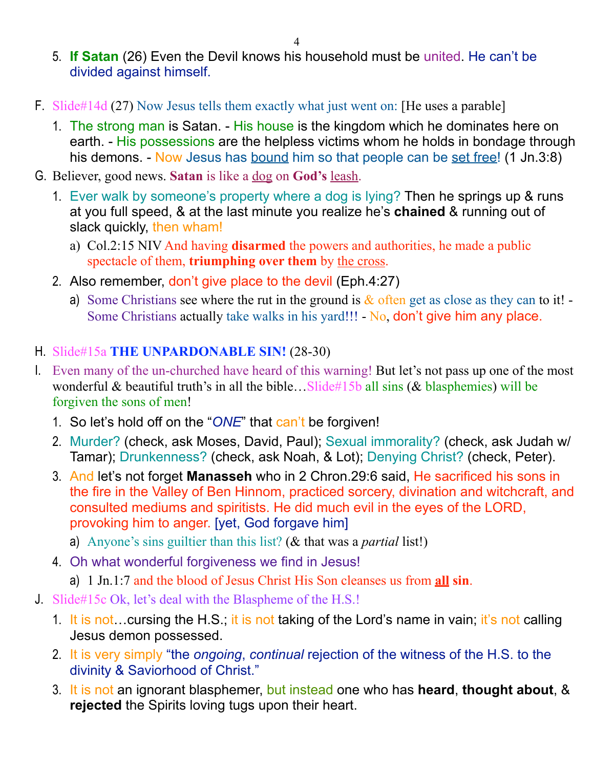5. **If Satan** (26) Even the Devil knows his household must be united. He can't be divided against himself.

F. Slide#14d (27) Now Jesus tells them exactly what just went on: [He uses a parable]

   1. The strong man is Satan. - His house is the kingdom which he dominates here on earth. - His possessions are the helpless victims whom he holds in bondage through his demons. - Now Jesus has <u>bound</u> him so that people can be <u>set free</u>! (1 Jn.3:8)

G. Believer, good news. **Satan** is like a <u>dog</u> on **God's** <u>leash</u>.

   1. Ever walk by someone's property where a dog is lying? Then he springs up & runs at you full speed, & at the last minute you realize he's **chained** & running out of slack quickly, then wham!
      a) Col.2:15 NIV And having **disarmed** the powers and authorities, he made a public spectacle of them, **triumphing over them** by <u>the cross</u>.
   2. Also remember, don't give place to the devil (Eph.4:27)
      a) Some Christians see where the rut in the ground is & often get as close as they can to it! - Some Christians actually take walks in his yard!!! - No, don't give him any place.

H. Slide#15a **THE UNPARDONABLE SIN!** (28-30)

I. Even many of the un-churched have heard of this warning! But let's not pass up one of the most wonderful & beautiful truth's in all the bible…Slide#15b all sins (& blasphemies) will be forgiven the sons of men!

   1. So let's hold off on the "*ONE*" that can't be forgiven!
   2. Murder? (check, ask Moses, David, Paul); Sexual immorality? (check, ask Judah w/ Tamar); Drunkenness? (check, ask Noah, & Lot); Denying Christ? (check, Peter).
   3. And let's not forget **Manasseh** who in 2 Chron.29:6 said, He sacrificed his sons in the fire in the Valley of Ben Hinnom, practiced sorcery, divination and witchcraft, and consulted mediums and spiritists. He did much evil in the eyes of the LORD, provoking him to anger. [yet, God forgave him]
      a) Anyone's sins guiltier than this list? (& that was a *partial* list!)
   4. Oh what wonderful forgiveness we find in Jesus!
      a) 1 Jn.1:7 and the blood of Jesus Christ His Son cleanses us from <u>**all**</u> **sin**.

J. Slide#15c Ok, let's deal with the Blaspheme of the H.S.!

   1. It is not…cursing the H.S.; it is not taking of the Lord's name in vain; it's not calling Jesus demon possessed.
   2. It is very simply "the *ongoing*, *continual* rejection of the witness of the H.S. to the divinity & Saviorhood of Christ."
   3. It is not an ignorant blasphemer, but instead one who has **heard**, **thought about**, & **rejected** the Spirits loving tugs upon their heart.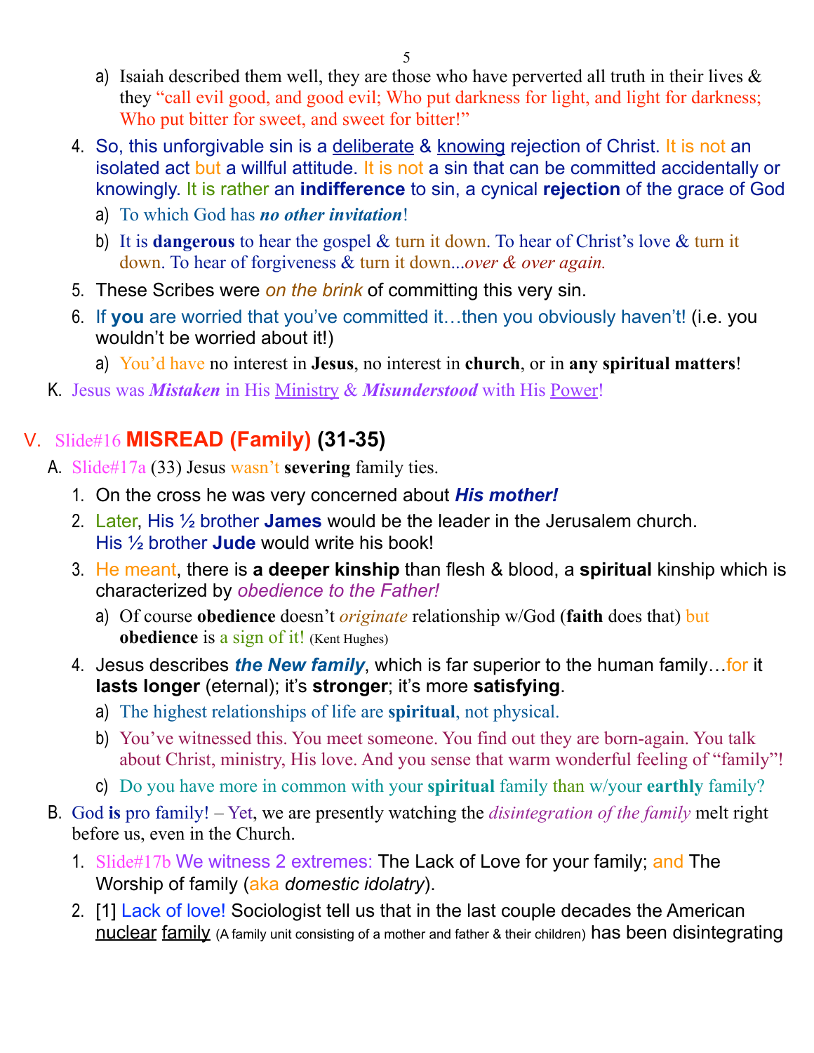a) Isaiah described them well, they are those who have perverted all truth in their lives & they "call evil good, and good evil; Who put darkness for light, and light for darkness; Who put bitter for sweet, and sweet for bitter!"

4. So, this unforgivable sin is a <u>deliberate</u> & <u>knowing</u> rejection of Christ. It is not an isolated act but a willful attitude. It is not a sin that can be committed accidentally or knowingly. It is rather an **indifference** to sin, a cynical **rejection** of the grace of God
   - a) To which God has ***no other invitation***!
   - b) It is **dangerous** to hear the gospel & turn it down. To hear of Christ's love & turn it down. To hear of forgiveness & turn it down...*over & over again.*
5. These Scribes were *on the brink* of committing this very sin.
6. If **you** are worried that you've committed it…then you obviously haven't! (i.e. you wouldn't be worried about it!)
   - a) You'd have no interest in **Jesus**, no interest in **church**, or in **any spiritual matters**!

K. Jesus was ***Mistaken*** in His <u>Ministry</u> & ***Misunderstood*** with His <u>Power</u>!

## V. Slide#16 **MISREAD (Family) (31-35)**

A. Slide#17a (33) Jesus wasn't **severing** family ties.

1. On the cross he was very concerned about ***His mother!***
2. Later, His ½ brother **James** would be the leader in the Jerusalem church. His ½ brother **Jude** would write his book!
3. He meant, there is **a deeper kinship** than flesh & blood, a **spiritual** kinship which is characterized by *obedience to the Father!*
   - a) Of course **obedience** doesn't *originate* relationship w/God (**faith** does that) but **obedience** is a sign of it! (Kent Hughes)
4. Jesus describes ***the New family***, which is far superior to the human family…for it **lasts longer** (eternal); it's **stronger**; it's more **satisfying**.
   - a) The highest relationships of life are **spiritual**, not physical.
   - b) You've witnessed this. You meet someone. You find out they are born-again. You talk about Christ, ministry, His love. And you sense that warm wonderful feeling of "family"!
   - c) Do you have more in common with your **spiritual** family than w/your **earthly** family?

B. God **is** pro family! – Yet, we are presently watching the *disintegration of the family* melt right before us, even in the Church.

1. Slide#17b We witness 2 extremes: The Lack of Love for your family; and The Worship of family (aka *domestic idolatry*).
2. [1] Lack of love! Sociologist tell us that in the last couple decades the American <u>nuclear</u> <u>family</u> (A family unit consisting of a mother and father & their children) has been disintegrating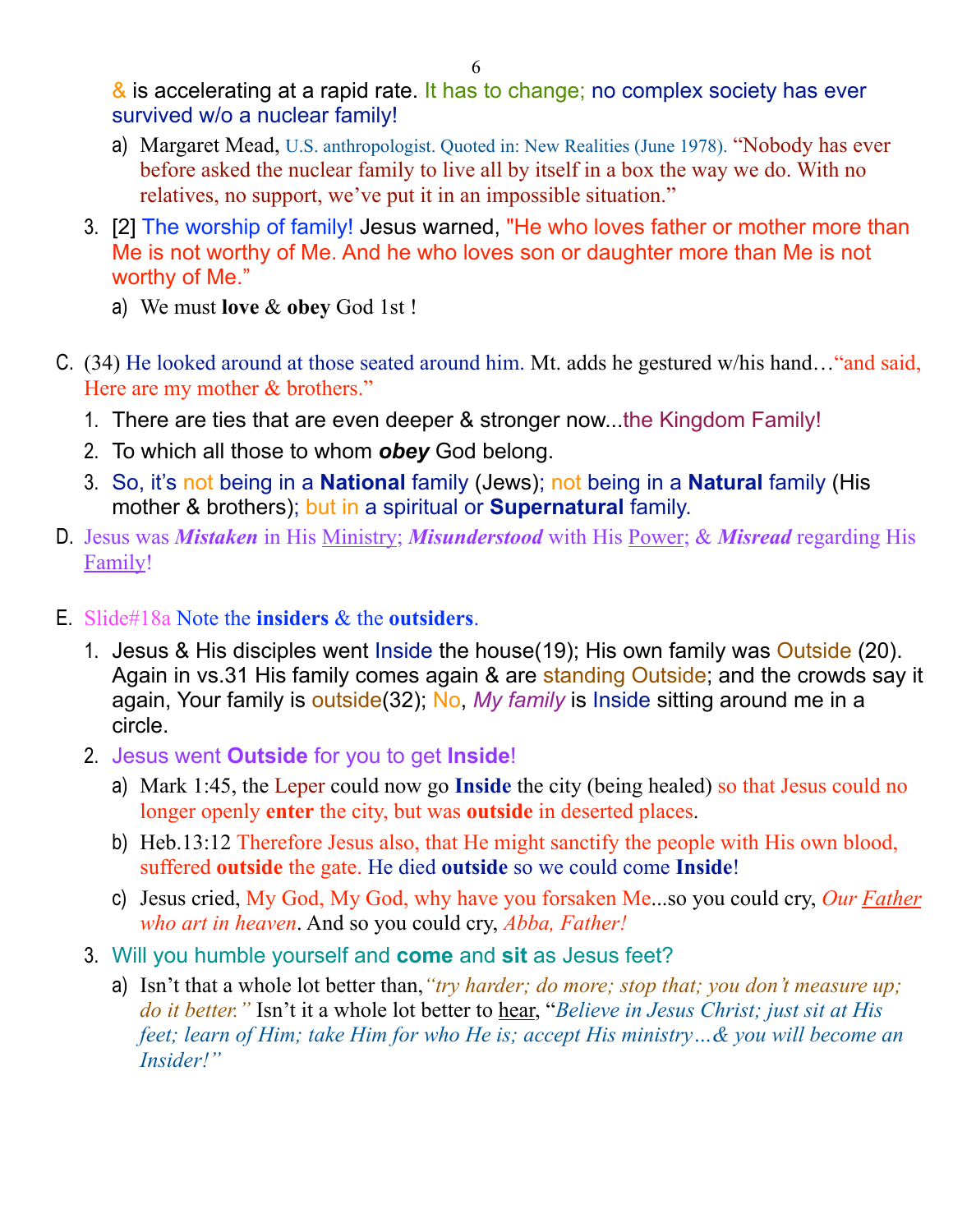& is accelerating at a rapid rate. It has to change; no complex society has ever survived w/o a nuclear family!

a) Margaret Mead, U.S. anthropologist. Quoted in: New Realities (June 1978). "Nobody has ever before asked the nuclear family to live all by itself in a box the way we do. With no relatives, no support, we've put it in an impossible situation."

3. [2] The worship of family! Jesus warned, "He who loves father or mother more than Me is not worthy of Me. And he who loves son or daughter more than Me is not worthy of Me."

    a) We must **love** & **obey** God 1st !

C. (34) He looked around at those seated around him. Mt. adds he gestured w/his hand…"and said, Here are my mother & brothers."

1. There are ties that are even deeper & stronger now...the Kingdom Family!
2. To which all those to whom ***obey*** God belong.
3. So, it's not being in a **National** family (Jews); not being in a **Natural** family (His mother & brothers); but in a spiritual or **Supernatural** family.

D. Jesus was ***Mistaken*** in His Ministry; ***Misunderstood*** with His Power; & ***Misread*** regarding His Family!

E. Slide#18a Note the **insiders** & the **outsiders**.

1. Jesus & His disciples went Inside the house(19); His own family was Outside (20). Again in vs.31 His family comes again & are standing Outside; and the crowds say it again, Your family is outside(32); No, *My family* is Inside sitting around me in a circle.
2. Jesus went **Outside** for you to get **Inside**!
    a) Mark 1:45, the Leper could now go **Inside** the city (being healed) so that Jesus could no longer openly **enter** the city, but was **outside** in deserted places.
    b) Heb.13:12 Therefore Jesus also, that He might sanctify the people with His own blood, suffered **outside** the gate. He died **outside** so we could come **Inside**!
    c) Jesus cried, My God, My God, why have you forsaken Me...so you could cry, *Our Father who art in heaven*. And so you could cry, *Abba, Father!*
3. Will you humble yourself and **come** and **sit** as Jesus feet?
    a) Isn't that a whole lot better than, *"try harder; do more; stop that; you don't measure up; do it better."* Isn't it a whole lot better to hear, "*Believe in Jesus Christ; just sit at His feet; learn of Him; take Him for who He is; accept His ministry…& you will become an Insider!"*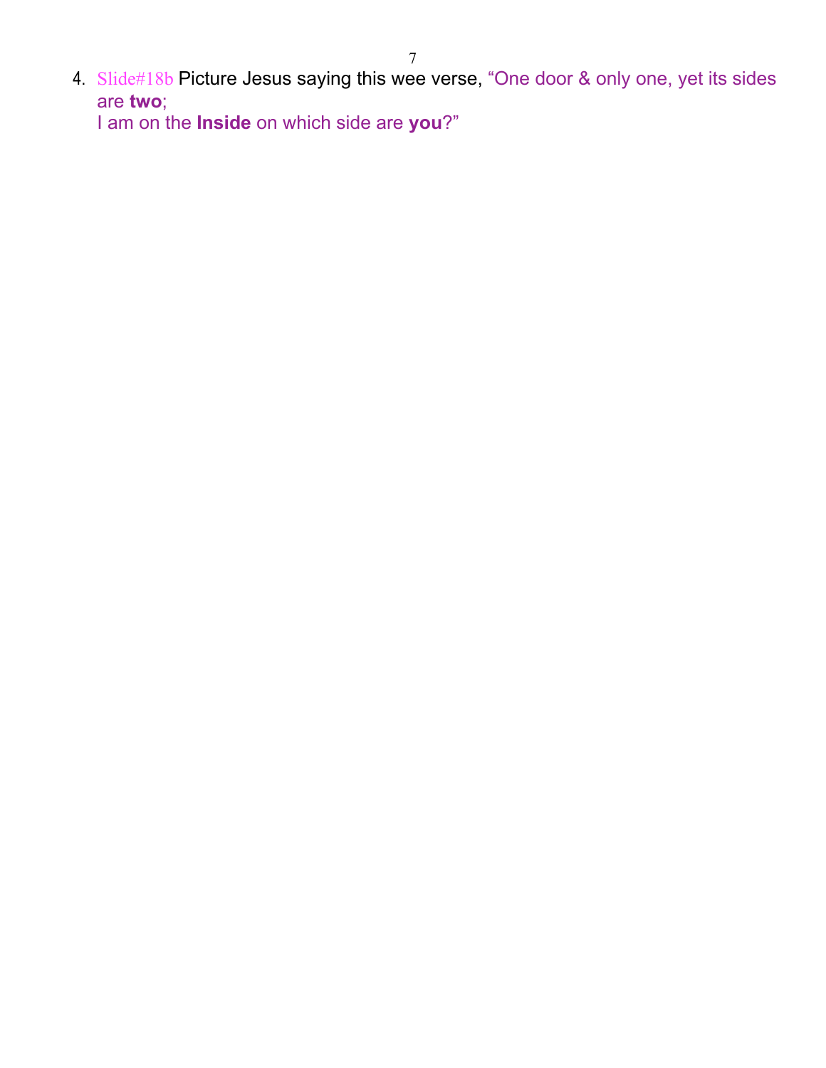4. Slide#18b Picture Jesus saying this wee verse, “One door & only one, yet its sides are **two**;  
   I am on the **Inside** on which side are **you**?”